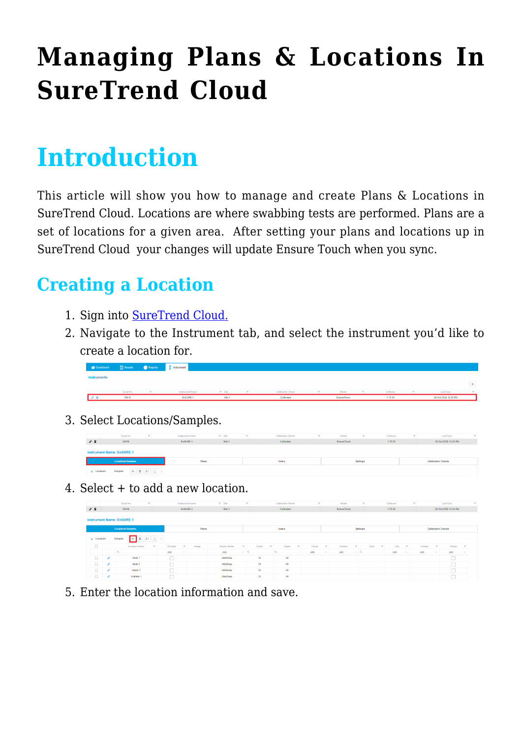# Managing Plans & Locations In SureTrend Cloud

## Introduction

This article will show you how to manage and create Plans & Locations in SureTrend Cloud. Locations are where swabbing tests are performed. Plans are a set of locations for a given area. After setting your plans and locations up in SureTrend Cloud your changes will update Ensure Touch when you sync.

### Creating a Location

1. Sign into SureTrend Cloud.
2. Navigate to the Instrument tab, and select the instrument you'd like to create a location for.
3. Select Locations/Samples.
4. Select + to add a new location.
5. Enter the location information and save.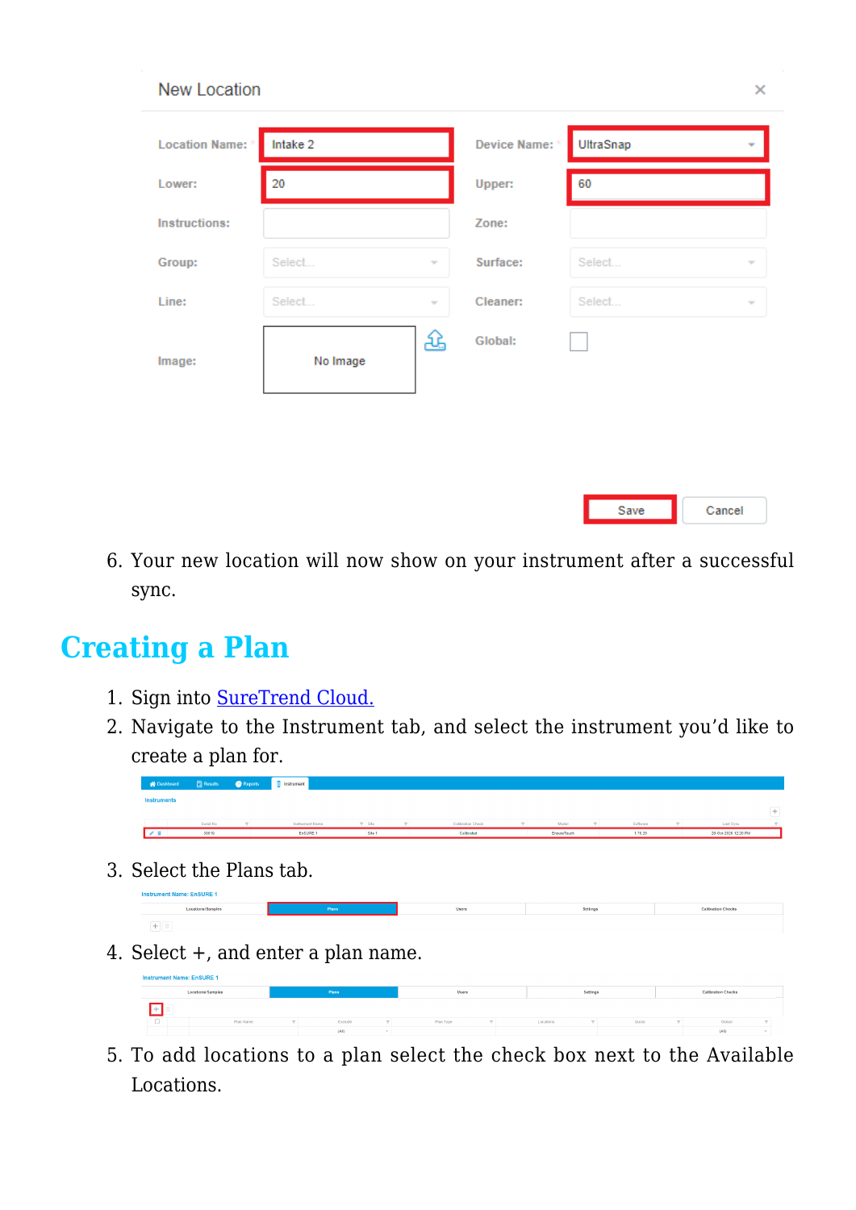6. Your new location will now show on your instrument after a successful sync.

## Creating a Plan

1. Sign into SureTrend Cloud.
2. Navigate to the Instrument tab, and select the instrument you'd like to create a plan for.
3. Select the Plans tab.
4. Select +, and enter a plan name.
5. To add locations to a plan select the check box next to the Available Locations.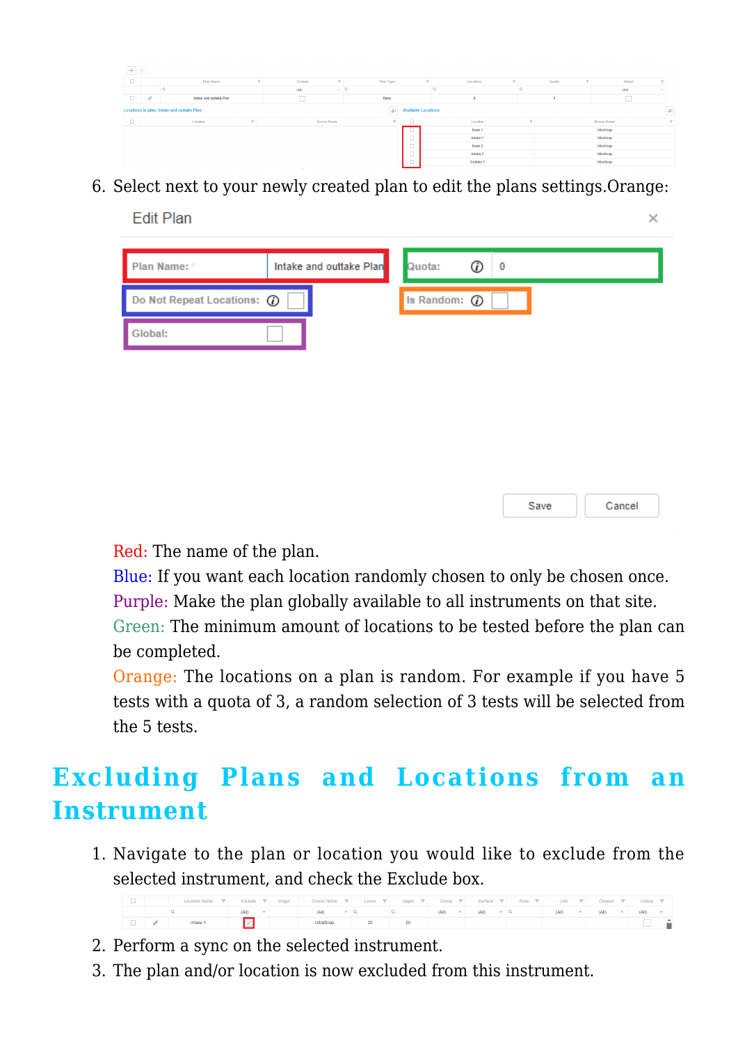6. Select next to your newly created plan to edit the plans settings.Orange:

Red: The name of the plan.
Blue: If you want each location randomly chosen to only be chosen once.
Purple: Make the plan globally available to all instruments on that site.
Green: The minimum amount of locations to be tested before the plan can be completed.
Orange: The locations on a plan is random. For example if you have 5 tests with a quota of 3, a random selection of 3 tests will be selected from the 5 tests.

## Excluding Plans and Locations from an Instrument

1. Navigate to the plan or location you would like to exclude from the selected instrument, and check the Exclude box.
2. Perform a sync on the selected instrument.
3. The plan and/or location is now excluded from this instrument.